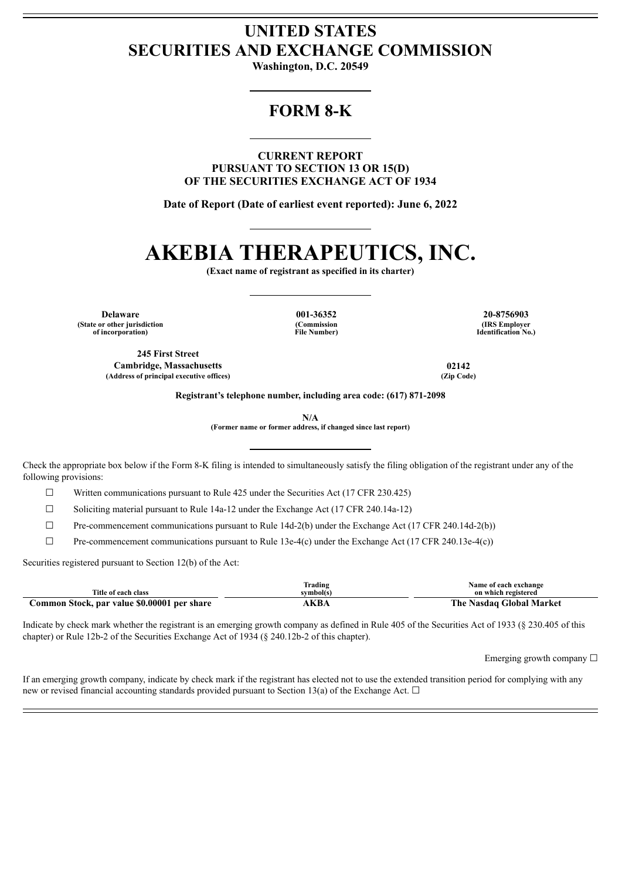# UNITED STATES
# SECURITIES AND EXCHANGE COMMISSION

**Washington, D.C. 20549**

## FORM 8-K

**CURRENT REPORT**
**PURSUANT TO SECTION 13 OR 15(D)**
**OF THE SECURITIES EXCHANGE ACT OF 1934**

**Date of Report (Date of earliest event reported): June 6, 2022**

# AKEBIA THERAPEUTICS, INC.

**(Exact name of registrant as specified in its charter)**

| Delaware | 001-36352 | 20-8756903 |
|---|---|---|
| (State or other jurisdiction of incorporation) | (Commission File Number) | (IRS Employer Identification No.) |

| 245 First Street Cambridge, Massachusetts | 02142 |
|---|---|
| (Address of principal executive offices) | (Zip Code) |

**Registrant's telephone number, including area code: (617) 871-2098**

**N/A**
**(Former name or former address, if changed since last report)**

Check the appropriate box below if the Form 8-K filing is intended to simultaneously satisfy the filing obligation of the registrant under any of the following provisions:

☐ Written communications pursuant to Rule 425 under the Securities Act (17 CFR 230.425)

☐ Soliciting material pursuant to Rule 14a-12 under the Exchange Act (17 CFR 240.14a-12)

☐ Pre-commencement communications pursuant to Rule 14d-2(b) under the Exchange Act (17 CFR 240.14d-2(b))

☐ Pre-commencement communications pursuant to Rule 13e-4(c) under the Exchange Act (17 CFR 240.13e-4(c))

Securities registered pursuant to Section 12(b) of the Act:

| Title of each class | Trading symbol(s) | Name of each exchange on which registered |
|---|---|---|
| **Common Stock, par value $0.00001 per share** | **AKBA** | **The Nasdaq Global Market** |

Indicate by check mark whether the registrant is an emerging growth company as defined in Rule 405 of the Securities Act of 1933 (§ 230.405 of this chapter) or Rule 12b-2 of the Securities Exchange Act of 1934 (§ 240.12b-2 of this chapter).

Emerging growth company ☐

If an emerging growth company, indicate by check mark if the registrant has elected not to use the extended transition period for complying with any new or revised financial accounting standards provided pursuant to Section 13(a) of the Exchange Act. ☐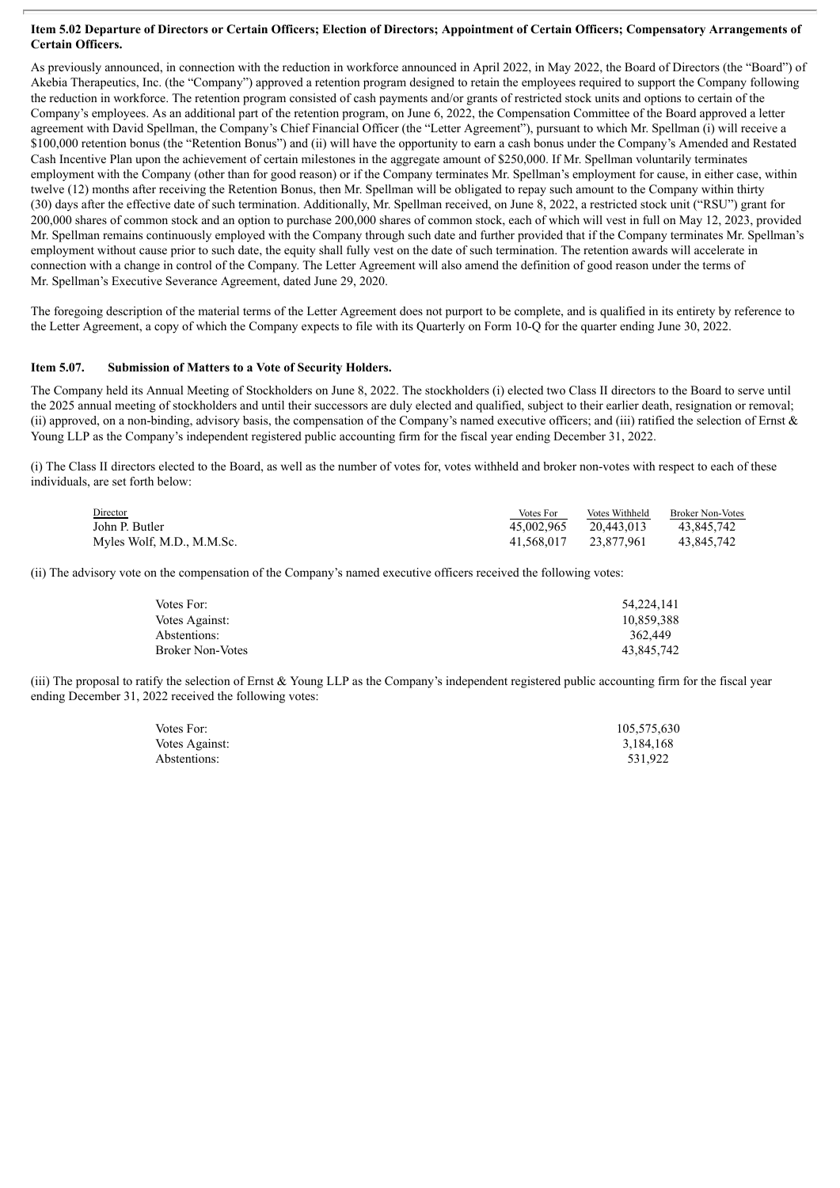**Item 5.02 Departure of Directors or Certain Officers; Election of Directors; Appointment of Certain Officers; Compensatory Arrangements of Certain Officers.**

As previously announced, in connection with the reduction in workforce announced in April 2022, in May 2022, the Board of Directors (the "Board") of Akebia Therapeutics, Inc. (the "Company") approved a retention program designed to retain the employees required to support the Company following the reduction in workforce. The retention program consisted of cash payments and/or grants of restricted stock units and options to certain of the Company's employees. As an additional part of the retention program, on June 6, 2022, the Compensation Committee of the Board approved a letter agreement with David Spellman, the Company's Chief Financial Officer (the "Letter Agreement"), pursuant to which Mr. Spellman (i) will receive a $100,000 retention bonus (the "Retention Bonus") and (ii) will have the opportunity to earn a cash bonus under the Company's Amended and Restated Cash Incentive Plan upon the achievement of certain milestones in the aggregate amount of $250,000. If Mr. Spellman voluntarily terminates employment with the Company (other than for good reason) or if the Company terminates Mr. Spellman's employment for cause, in either case, within twelve (12) months after receiving the Retention Bonus, then Mr. Spellman will be obligated to repay such amount to the Company within thirty (30) days after the effective date of such termination. Additionally, Mr. Spellman received, on June 8, 2022, a restricted stock unit ("RSU") grant for 200,000 shares of common stock and an option to purchase 200,000 shares of common stock, each of which will vest in full on May 12, 2023, provided Mr. Spellman remains continuously employed with the Company through such date and further provided that if the Company terminates Mr. Spellman's employment without cause prior to such date, the equity shall fully vest on the date of such termination. The retention awards will accelerate in connection with a change in control of the Company. The Letter Agreement will also amend the definition of good reason under the terms of Mr. Spellman's Executive Severance Agreement, dated June 29, 2020.

The foregoing description of the material terms of the Letter Agreement does not purport to be complete, and is qualified in its entirety by reference to the Letter Agreement, a copy of which the Company expects to file with its Quarterly on Form 10-Q for the quarter ending June 30, 2022.

**Item 5.07. Submission of Matters to a Vote of Security Holders.**

The Company held its Annual Meeting of Stockholders on June 8, 2022. The stockholders (i) elected two Class II directors to the Board to serve until the 2025 annual meeting of stockholders and until their successors are duly elected and qualified, subject to their earlier death, resignation or removal; (ii) approved, on a non-binding, advisory basis, the compensation of the Company's named executive officers; and (iii) ratified the selection of Ernst & Young LLP as the Company's independent registered public accounting firm for the fiscal year ending December 31, 2022.

(i) The Class II directors elected to the Board, as well as the number of votes for, votes withheld and broker non-votes with respect to each of these individuals, are set forth below:

| Director | Votes For | Votes Withheld | Broker Non-Votes |
|---|---|---|---|
| John P. Butler | 45,002,965 | 20,443,013 | 43,845,742 |
| Myles Wolf, M.D., M.M.Sc. | 41,568,017 | 23,877,961 | 43,845,742 |

(ii) The advisory vote on the compensation of the Company's named executive officers received the following votes:

| | |
|---|---|
| Votes For: | 54,224,141 |
| Votes Against: | 10,859,388 |
| Abstentions: | 362,449 |
| Broker Non-Votes | 43,845,742 |

(iii) The proposal to ratify the selection of Ernst & Young LLP as the Company's independent registered public accounting firm for the fiscal year ending December 31, 2022 received the following votes:

| | |
|---|---|
| Votes For: | 105,575,630 |
| Votes Against: | 3,184,168 |
| Abstentions: | 531,922 |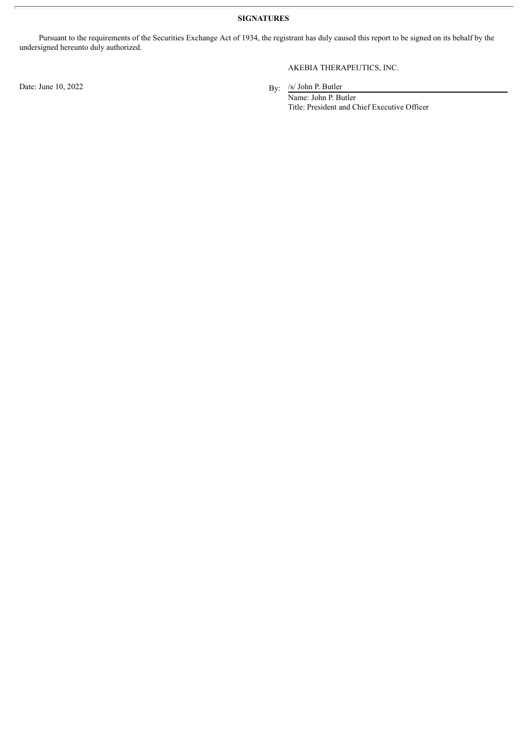**SIGNATURES**

Pursuant to the requirements of the Securities Exchange Act of 1934, the registrant has duly caused this report to be signed on its behalf by the undersigned hereunto duly authorized.

AKEBIA THERAPEUTICS, INC.

Date: June 10, 2022

By: /s/ John P. Butler

Name: John P. Butler

Title: President and Chief Executive Officer